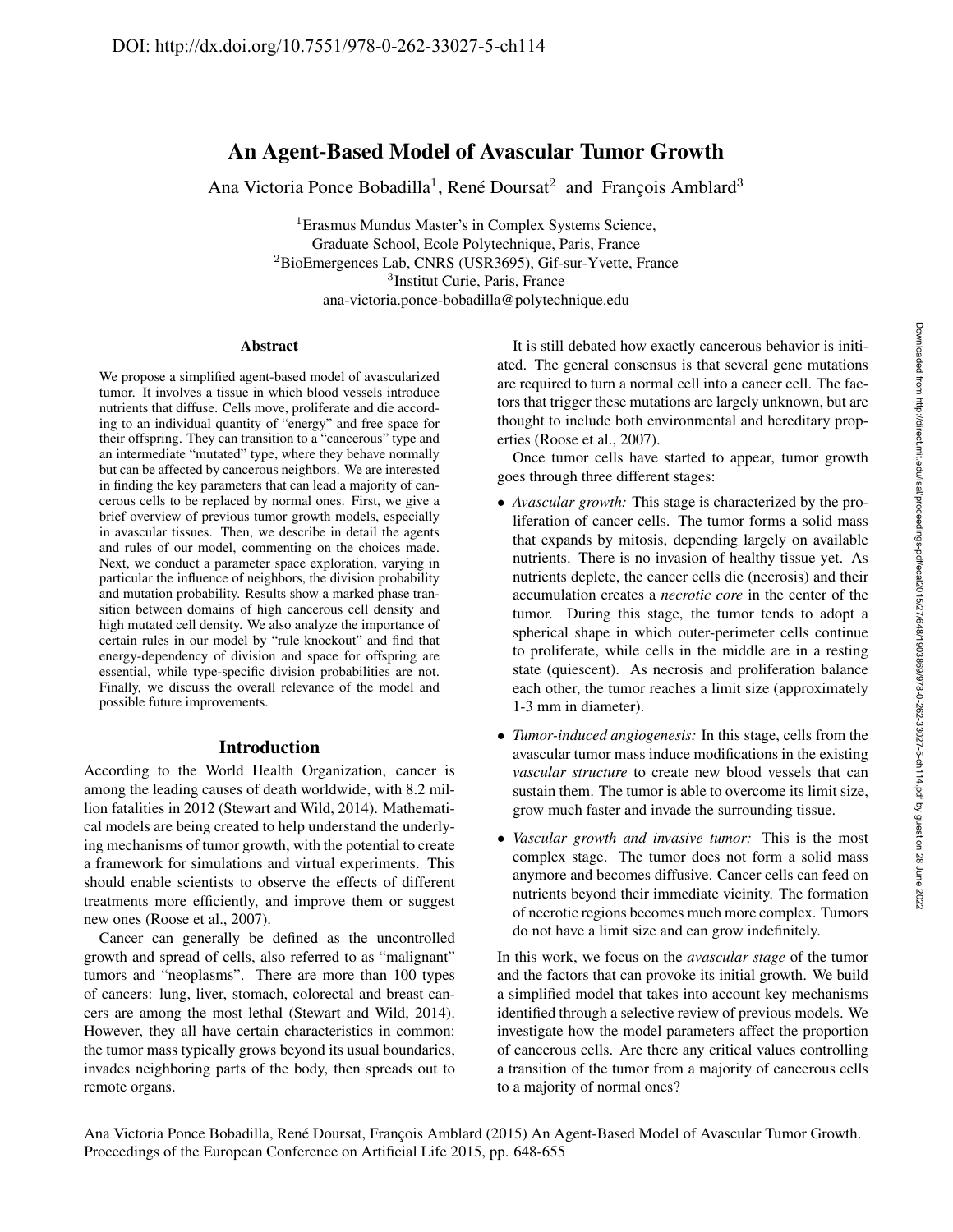DOI: http://dx.doi.org/10.7551/978-0-262-33027-5-ch114

# An Agent-Based Model of Avascular Tumor Growth

Ana Victoria Ponce Bobadilla[1], René Doursat[2] and François Amblard[3]

[1]Erasmus Mundus Master's in Complex Systems Science, Graduate School, Ecole Polytechnique, Paris, France
[2]BioEmergences Lab, CNRS (USR3695), Gif-sur-Yvette, France
[3]Institut Curie, Paris, France
ana-victoria.ponce-bobadilla@polytechnique.edu

## Abstract

We propose a simplified agent-based model of avascularized tumor. It involves a tissue in which blood vessels introduce nutrients that diffuse. Cells move, proliferate and die according to an individual quantity of "energy" and free space for their offspring. They can transition to a "cancerous" type and an intermediate "mutated" type, where they behave normally but can be affected by cancerous neighbors. We are interested in finding the key parameters that can lead a majority of cancerous cells to be replaced by normal ones. First, we give a brief overview of previous tumor growth models, especially in avascular tissues. Then, we describe in detail the agents and rules of our model, commenting on the choices made. Next, we conduct a parameter space exploration, varying in particular the influence of neighbors, the division probability and mutation probability. Results show a marked phase transition between domains of high cancerous cell density and high mutated cell density. We also analyze the importance of certain rules in our model by "rule knockout" and find that energy-dependency of division and space for offspring are essential, while type-specific division probabilities are not. Finally, we discuss the overall relevance of the model and possible future improvements.

## Introduction

According to the World Health Organization, cancer is among the leading causes of death worldwide, with 8.2 million fatalities in 2012 (Stewart and Wild, 2014). Mathematical models are being created to help understand the underlying mechanisms of tumor growth, with the potential to create a framework for simulations and virtual experiments. This should enable scientists to observe the effects of different treatments more efficiently, and improve them or suggest new ones (Roose et al., 2007).

Cancer can generally be defined as the uncontrolled growth and spread of cells, also referred to as "malignant" tumors and "neoplasms". There are more than 100 types of cancers: lung, liver, stomach, colorectal and breast cancers are among the most lethal (Stewart and Wild, 2014). However, they all have certain characteristics in common: the tumor mass typically grows beyond its usual boundaries, invades neighboring parts of the body, then spreads out to remote organs.

It is still debated how exactly cancerous behavior is initiated. The general consensus is that several gene mutations are required to turn a normal cell into a cancer cell. The factors that trigger these mutations are largely unknown, but are thought to include both environmental and hereditary properties (Roose et al., 2007).

Once tumor cells have started to appear, tumor growth goes through three different stages:

- *Avascular growth:* This stage is characterized by the proliferation of cancer cells. The tumor forms a solid mass that expands by mitosis, depending largely on available nutrients. There is no invasion of healthy tissue yet. As nutrients deplete, the cancer cells die (necrosis) and their accumulation creates a *necrotic core* in the center of the tumor. During this stage, the tumor tends to adopt a spherical shape in which outer-perimeter cells continue to proliferate, while cells in the middle are in a resting state (quiescent). As necrosis and proliferation balance each other, the tumor reaches a limit size (approximately 1-3 mm in diameter).
- *Tumor-induced angiogenesis:* In this stage, cells from the avascular tumor mass induce modifications in the existing *vascular structure* to create new blood vessels that can sustain them. The tumor is able to overcome its limit size, grow much faster and invade the surrounding tissue.
- *Vascular growth and invasive tumor:* This is the most complex stage. The tumor does not form a solid mass anymore and becomes diffusive. Cancer cells can feed on nutrients beyond their immediate vicinity. The formation of necrotic regions becomes much more complex. Tumors do not have a limit size and can grow indefinitely.

In this work, we focus on the *avascular stage* of the tumor and the factors that can provoke its initial growth. We build a simplified model that takes into account key mechanisms identified through a selective review of previous models. We investigate how the model parameters affect the proportion of cancerous cells. Are there any critical values controlling a transition of the tumor from a majority of cancerous cells to a majority of normal ones?

Ana Victoria Ponce Bobadilla, René Doursat, François Amblard (2015) An Agent-Based Model of Avascular Tumor Growth. Proceedings of the European Conference on Artificial Life 2015, pp. 648-655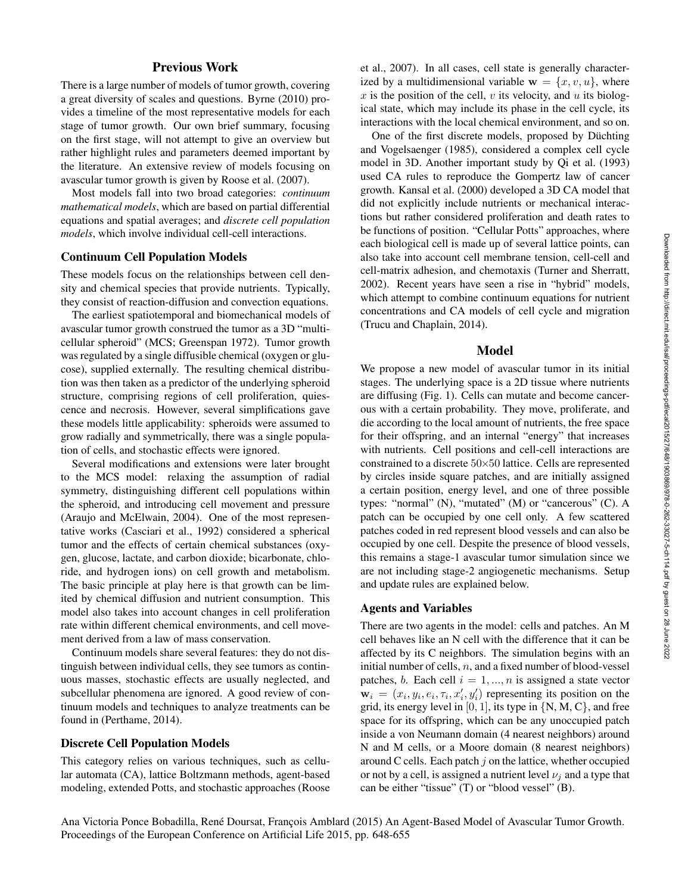## Previous Work

There is a large number of models of tumor growth, covering a great diversity of scales and questions. Byrne (2010) provides a timeline of the most representative models for each stage of tumor growth. Our own brief summary, focusing on the first stage, will not attempt to give an overview but rather highlight rules and parameters deemed important by the literature. An extensive review of models focusing on avascular tumor growth is given by Roose et al. (2007).

Most models fall into two broad categories: *continuum mathematical models*, which are based on partial differential equations and spatial averages; and *discrete cell population models*, which involve individual cell-cell interactions.

### Continuum Cell Population Models

These models focus on the relationships between cell density and chemical species that provide nutrients. Typically, they consist of reaction-diffusion and convection equations.

The earliest spatiotemporal and biomechanical models of avascular tumor growth construed the tumor as a 3D "multicellular spheroid" (MCS; Greenspan 1972). Tumor growth was regulated by a single diffusible chemical (oxygen or glucose), supplied externally. The resulting chemical distribution was then taken as a predictor of the underlying spheroid structure, comprising regions of cell proliferation, quiescence and necrosis. However, several simplifications gave these models little applicability: spheroids were assumed to grow radially and symmetrically, there was a single population of cells, and stochastic effects were ignored.

Several modifications and extensions were later brought to the MCS model: relaxing the assumption of radial symmetry, distinguishing different cell populations within the spheroid, and introducing cell movement and pressure (Araujo and McElwain, 2004). One of the most representative works (Casciari et al., 1992) considered a spherical tumor and the effects of certain chemical substances (oxygen, glucose, lactate, and carbon dioxide; bicarbonate, chloride, and hydrogen ions) on cell growth and metabolism. The basic principle at play here is that growth can be limited by chemical diffusion and nutrient consumption. This model also takes into account changes in cell proliferation rate within different chemical environments, and cell movement derived from a law of mass conservation.

Continuum models share several features: they do not distinguish between individual cells, they see tumors as continuous masses, stochastic effects are usually neglected, and subcellular phenomena are ignored. A good review of continuum models and techniques to analyze treatments can be found in (Perthame, 2014).

### Discrete Cell Population Models

This category relies on various techniques, such as cellular automata (CA), lattice Boltzmann methods, agent-based modeling, extended Potts, and stochastic approaches (Roose et al., 2007). In all cases, cell state is generally characterized by a multidimensional variable $\mathbf{w} = \{x, v, u\}$, where $x$ is the position of the cell, $v$ its velocity, and $u$ its biological state, which may include its phase in the cell cycle, its interactions with the local chemical environment, and so on.

One of the first discrete models, proposed by Düchting and Vogelsaenger (1985), considered a complex cell cycle model in 3D. Another important study by Qi et al. (1993) used CA rules to reproduce the Gompertz law of cancer growth. Kansal et al. (2000) developed a 3D CA model that did not explicitly include nutrients or mechanical interactions but rather considered proliferation and death rates to be functions of position. "Cellular Potts" approaches, where each biological cell is made up of several lattice points, can also take into account cell membrane tension, cell-cell and cell-matrix adhesion, and chemotaxis (Turner and Sherratt, 2002). Recent years have seen a rise in "hybrid" models, which attempt to combine continuum equations for nutrient concentrations and CA models of cell cycle and migration (Trucu and Chaplain, 2014).

## Model

We propose a new model of avascular tumor in its initial stages. The underlying space is a 2D tissue where nutrients are diffusing (Fig. 1). Cells can mutate and become cancerous with a certain probability. They move, proliferate, and die according to the local amount of nutrients, the free space for their offspring, and an internal "energy" that increases with nutrients. Cell positions and cell-cell interactions are constrained to a discrete $50{\times}50$ lattice. Cells are represented by circles inside square patches, and are initially assigned a certain position, energy level, and one of three possible types: "normal" (N), "mutated" (M) or "cancerous" (C). A patch can be occupied by one cell only. A few scattered patches coded in red represent blood vessels and can also be occupied by one cell. Despite the presence of blood vessels, this remains a stage-1 avascular tumor simulation since we are not including stage-2 angiogenetic mechanisms. Setup and update rules are explained below.

### Agents and Variables

There are two agents in the model: cells and patches. An M cell behaves like an N cell with the difference that it can be affected by its C neighbors. The simulation begins with an initial number of cells, $n$, and a fixed number of blood-vessel patches, $b$. Each cell $i = 1, ..., n$ is assigned a state vector $\mathbf{w}_i = (x_i, y_i, e_i, \tau_i, x'_i, y'_i)$ representing its position on the grid, its energy level in $[0, 1]$, its type in $\{$N, M, C$\}$, and free space for its offspring, which can be any unoccupied patch inside a von Neumann domain (4 nearest neighbors) around N and M cells, or a Moore domain (8 nearest neighbors) around C cells. Each patch $j$ on the lattice, whether occupied or not by a cell, is assigned a nutrient level $\nu_j$ and a type that can be either "tissue" (T) or "blood vessel" (B).

Ana Victoria Ponce Bobadilla, René Doursat, François Amblard (2015) An Agent-Based Model of Avascular Tumor Growth. Proceedings of the European Conference on Artificial Life 2015, pp. 648-655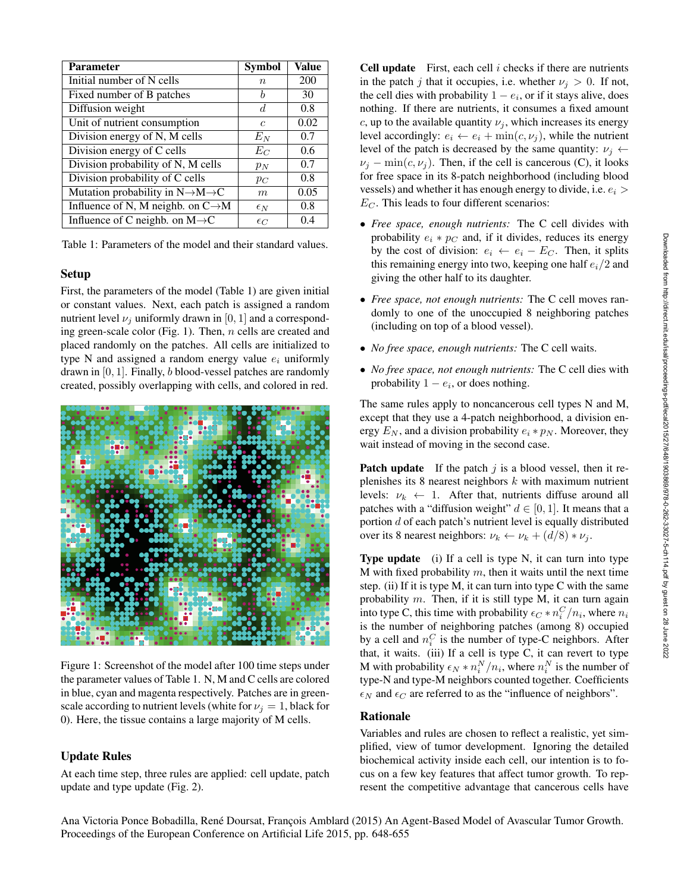| Parameter | Symbol | Value |
|---|---|---|
| Initial number of N cells | $n$ | 200 |
| Fixed number of B patches | $b$ | 30 |
| Diffusion weight | $d$ | 0.8 |
| Unit of nutrient consumption | $c$ | 0.02 |
| Division energy of N, M cells | $E_N$ | 0.7 |
| Division energy of C cells | $E_C$ | 0.6 |
| Division probability of N, M cells | $p_N$ | 0.7 |
| Division probability of C cells | $p_C$ | 0.8 |
| Mutation probability in N→M→C | $m$ | 0.05 |
| Influence of N, M neighb. on C→M | $\epsilon_N$ | 0.8 |
| Influence of C neighb. on M→C | $\epsilon_C$ | 0.4 |

Table 1: Parameters of the model and their standard values.

## Setup

First, the parameters of the model (Table 1) are given initial or constant values. Next, each patch is assigned a random nutrient level $\nu_j$ uniformly drawn in $[0, 1]$ and a corresponding green-scale color (Fig. 1). Then, $n$ cells are created and placed randomly on the patches. All cells are initialized to type N and assigned a random energy value $e_i$ uniformly drawn in $[0, 1]$. Finally, $b$ blood-vessel patches are randomly created, possibly overlapping with cells, and colored in red.

Figure 1: Screenshot of the model after 100 time steps under the parameter values of Table 1. N, M and C cells are colored in blue, cyan and magenta respectively. Patches are in green-scale according to nutrient levels (white for $\nu_j = 1$, black for 0). Here, the tissue contains a large majority of M cells.

## Update Rules

At each time step, three rules are applied: cell update, patch update and type update (Fig. 2).

**Cell update** First, each cell $i$ checks if there are nutrients in the patch $j$ that it occupies, i.e. whether $\nu_j > 0$. If not, the cell dies with probability $1 - e_i$, or if it stays alive, does nothing. If there are nutrients, it consumes a fixed amount $c$, up to the available quantity $\nu_j$, which increases its energy level accordingly: $e_i \leftarrow e_i + \min(c, \nu_j)$, while the nutrient level of the patch is decreased by the same quantity: $\nu_j \leftarrow \nu_j - \min(c, \nu_j)$. Then, if the cell is cancerous (C), it looks for free space in its 8-patch neighborhood (including blood vessels) and whether it has enough energy to divide, i.e. $e_i > E_C$. This leads to four different scenarios:

- *Free space, enough nutrients:* The C cell divides with probability $e_i * p_C$ and, if it divides, reduces its energy by the cost of division: $e_i \leftarrow e_i - E_C$. Then, it splits this remaining energy into two, keeping one half $e_i/2$ and giving the other half to its daughter.
- *Free space, not enough nutrients:* The C cell moves randomly to one of the unoccupied 8 neighboring patches (including on top of a blood vessel).
- *No free space, enough nutrients:* The C cell waits.
- *No free space, not enough nutrients:* The C cell dies with probability $1 - e_i$, or does nothing.

The same rules apply to noncancerous cell types N and M, except that they use a 4-patch neighborhood, a division energy $E_N$, and a division probability $e_i * p_N$. Moreover, they wait instead of moving in the second case.

**Patch update** If the patch $j$ is a blood vessel, then it replenishes its 8 nearest neighbors $k$ with maximum nutrient levels: $\nu_k \leftarrow 1$. After that, nutrients diffuse around all patches with a "diffusion weight" $d \in [0, 1]$. It means that a portion $d$ of each patch's nutrient level is equally distributed over its 8 nearest neighbors: $\nu_k \leftarrow \nu_k + (d/8) * \nu_j$.

**Type update** (i) If a cell is type N, it can turn into type M with fixed probability $m$, then it waits until the next time step. (ii) If it is type M, it can turn into type C with the same probability $m$. Then, if it is still type M, it can turn again into type C, this time with probability $\epsilon_C * n_i^C / n_i$, where $n_i$ is the number of neighboring patches (among 8) occupied by a cell and $n_i^C$ is the number of type-C neighbors. After that, it waits. (iii) If a cell is type C, it can revert to type M with probability $\epsilon_N * n_i^N / n_i$, where $n_i^N$ is the number of type-N and type-M neighbors counted together. Coefficients $\epsilon_N$ and $\epsilon_C$ are referred to as the "influence of neighbors".

## Rationale

Variables and rules are chosen to reflect a realistic, yet simplified, view of tumor development. Ignoring the detailed biochemical activity inside each cell, our intention is to focus on a few key features that affect tumor growth. To represent the competitive advantage that cancerous cells have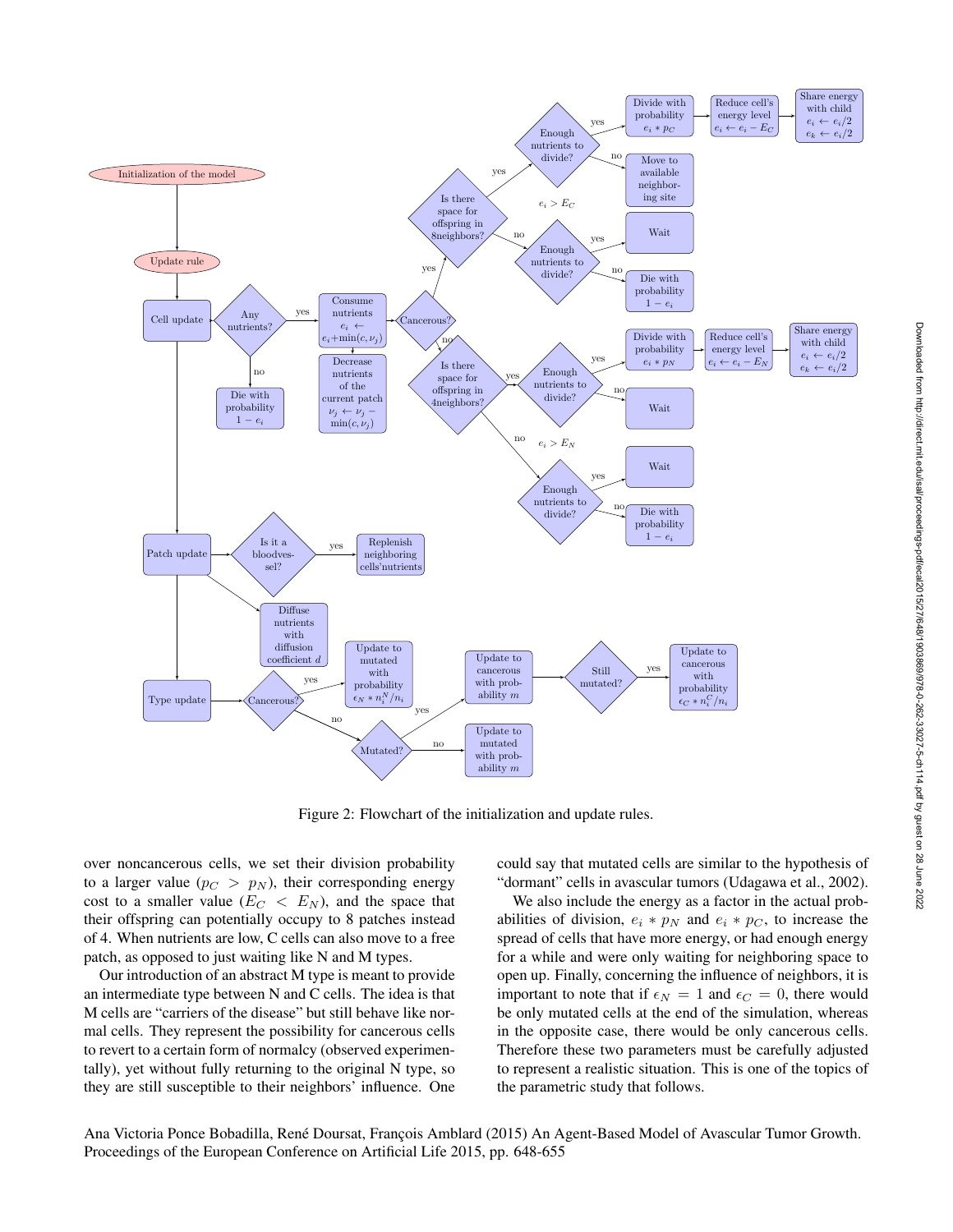Figure 2: Flowchart of the initialization and update rules.

over noncancerous cells, we set their division probability to a larger value ($p_C > p_N$), their corresponding energy cost to a smaller value ($E_C < E_N$), and the space that their offspring can potentially occupy to 8 patches instead of 4. When nutrients are low, C cells can also move to a free patch, as opposed to just waiting like N and M types.

Our introduction of an abstract M type is meant to provide an intermediate type between N and C cells. The idea is that M cells are "carriers of the disease" but still behave like normal cells. They represent the possibility for cancerous cells to revert to a certain form of normalcy (observed experimentally), yet without fully returning to the original N type, so they are still susceptible to their neighbors' influence. One could say that mutated cells are similar to the hypothesis of "dormant" cells in avascular tumors (Udagawa et al., 2002).

We also include the energy as a factor in the actual probabilities of division, $e_i * p_N$ and $e_i * p_C$, to increase the spread of cells that have more energy, or had enough energy for a while and were only waiting for neighboring space to open up. Finally, concerning the influence of neighbors, it is important to note that if $\epsilon_N = 1$ and $\epsilon_C = 0$, there would be only mutated cells at the end of the simulation, whereas in the opposite case, there would be only cancerous cells. Therefore these two parameters must be carefully adjusted to represent a realistic situation. This is one of the topics of the parametric study that follows.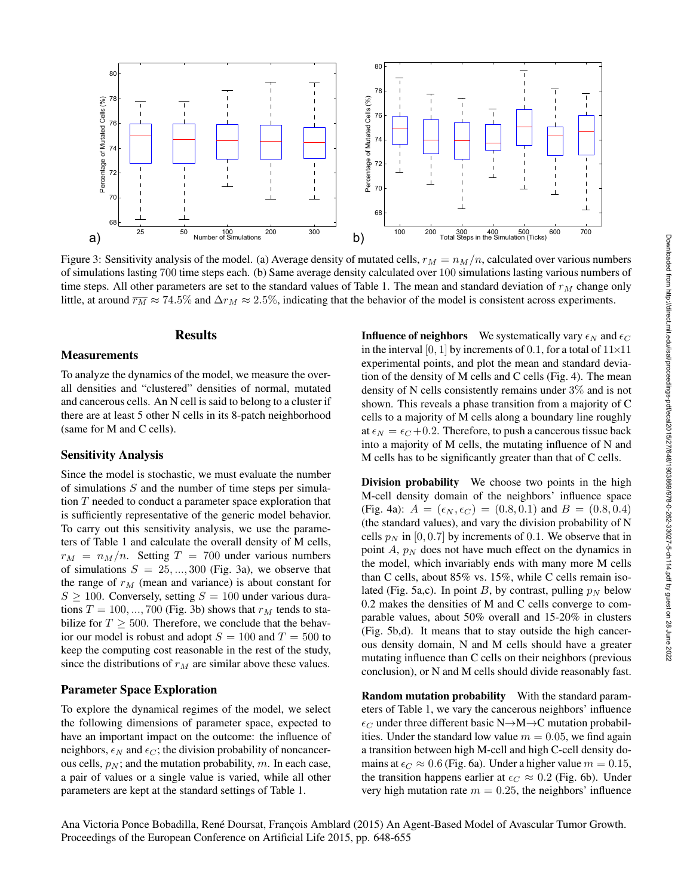Figure 3: Sensitivity analysis of the model. (a) Average density of mutated cells, $r_M = n_M/n$, calculated over various numbers of simulations lasting 700 time steps each. (b) Same average density calculated over 100 simulations lasting various numbers of time steps. All other parameters are set to the standard values of Table 1. The mean and standard deviation of $r_M$ change only little, at around $\overline{r_M} \approx 74.5\%$ and $\Delta r_M \approx 2.5\%$, indicating that the behavior of the model is consistent across experiments.

# Results

## Measurements

To analyze the dynamics of the model, we measure the overall densities and "clustered" densities of normal, mutated and cancerous cells. An N cell is said to belong to a cluster if there are at least 5 other N cells in its 8-patch neighborhood (same for M and C cells).

## Sensitivity Analysis

Since the model is stochastic, we must evaluate the number of simulations $S$ and the number of time steps per simulation $T$ needed to conduct a parameter space exploration that is sufficiently representative of the generic model behavior. To carry out this sensitivity analysis, we use the parameters of Table 1 and calculate the overall density of M cells, $r_M = n_M/n$. Setting $T = 700$ under various numbers of simulations $S = 25, ..., 300$ (Fig. 3a), we observe that the range of $r_M$ (mean and variance) is about constant for $S \geq 100$. Conversely, setting $S = 100$ under various durations $T = 100, ..., 700$ (Fig. 3b) shows that $r_M$ tends to stabilize for $T \geq 500$. Therefore, we conclude that the behavior our model is robust and adopt $S = 100$ and $T = 500$ to keep the computing cost reasonable in the rest of the study, since the distributions of $r_M$ are similar above these values.

## Parameter Space Exploration

To explore the dynamical regimes of the model, we select the following dimensions of parameter space, expected to have an important impact on the outcome: the influence of neighbors, $\epsilon_N$ and $\epsilon_C$; the division probability of noncancerous cells, $p_N$; and the mutation probability, $m$. In each case, a pair of values or a single value is varied, while all other parameters are kept at the standard settings of Table 1.

**Influence of neighbors** We systematically vary $\epsilon_N$ and $\epsilon_C$ in the interval $[0, 1]$ by increments of $0.1$, for a total of $11 \times 11$ experimental points, and plot the mean and standard deviation of the density of M cells and C cells (Fig. 4). The mean density of N cells consistently remains under $3\%$ and is not shown. This reveals a phase transition from a majority of C cells to a majority of M cells along a boundary line roughly at $\epsilon_N = \epsilon_C + 0.2$. Therefore, to push a cancerous tissue back into a majority of M cells, the mutating influence of N and M cells has to be significantly greater than that of C cells.

**Division probability** We choose two points in the high M-cell density domain of the neighbors' influence space (Fig. 4a): $A = (\epsilon_N, \epsilon_C) = (0.8, 0.1)$ and $B = (0.8, 0.4)$ (the standard values), and vary the division probability of N cells $p_N$ in $[0, 0.7]$ by increments of $0.1$. We observe that in point $A$, $p_N$ does not have much effect on the dynamics in the model, which invariably ends with many more M cells than C cells, about 85% vs. 15%, while C cells remain isolated (Fig. 5a,c). In point $B$, by contrast, pulling $p_N$ below $0.2$ makes the densities of M and C cells converge to comparable values, about 50% overall and 15-20% in clusters (Fig. 5b,d). It means that to stay outside the high cancerous density domain, N and M cells should have a greater mutating influence than C cells on their neighbors (previous conclusion), or N and M cells should divide reasonably fast.

**Random mutation probability** With the standard parameters of Table 1, we vary the cancerous neighbors' influence $\epsilon_C$ under three different basic N→M→C mutation probabilities. Under the standard low value $m = 0.05$, we find again a transition between high M-cell and high C-cell density domains at $\epsilon_C \approx 0.6$ (Fig. 6a). Under a higher value $m = 0.15$, the transition happens earlier at $\epsilon_C \approx 0.2$ (Fig. 6b). Under very high mutation rate $m = 0.25$, the neighbors' influence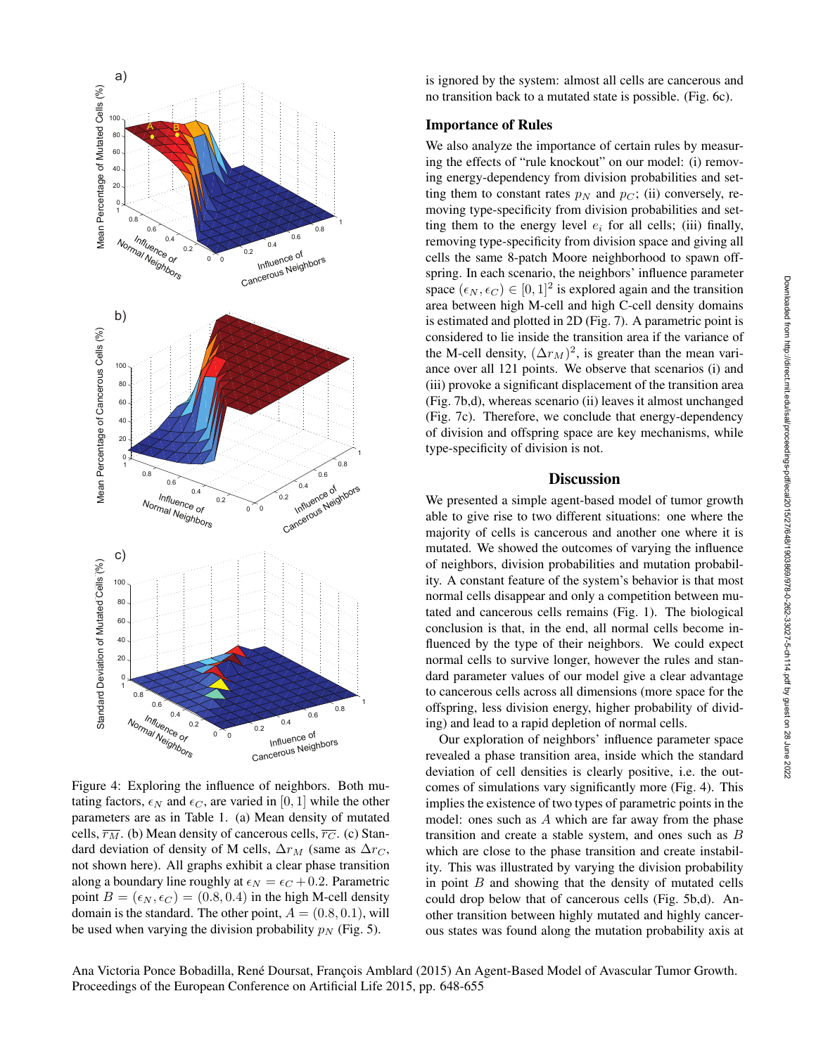Figure 4: Exploring the influence of neighbors. Both mutating factors, $\epsilon_N$ and $\epsilon_C$, are varied in $[0, 1]$ while the other parameters are as in Table 1. (a) Mean density of mutated cells, $\overline{r_M}$. (b) Mean density of cancerous cells, $\overline{r_C}$. (c) Standard deviation of density of M cells, $\Delta r_M$ (same as $\Delta r_C$, not shown here). All graphs exhibit a clear phase transition along a boundary line roughly at $\epsilon_N = \epsilon_C + 0.2$. Parametric point $B = (\epsilon_N, \epsilon_C) = (0.8, 0.4)$ in the high M-cell density domain is the standard. The other point, $A = (0.8, 0.1)$, will be used when varying the division probability $p_N$ (Fig. 5).

is ignored by the system: almost all cells are cancerous and no transition back to a mutated state is possible. (Fig. 6c).

### Importance of Rules

We also analyze the importance of certain rules by measuring the effects of "rule knockout" on our model: (i) removing energy-dependency from division probabilities and setting them to constant rates $p_N$ and $p_C$; (ii) conversely, removing type-specificity from division probabilities and setting them to the energy level $e_i$ for all cells; (iii) finally, removing type-specificity from division space and giving all cells the same 8-patch Moore neighborhood to spawn offspring. In each scenario, the neighbors' influence parameter space $(\epsilon_N, \epsilon_C) \in [0, 1]^2$ is explored again and the transition area between high M-cell and high C-cell density domains is estimated and plotted in 2D (Fig. 7). A parametric point is considered to lie inside the transition area if the variance of the M-cell density, $(\Delta r_M)^2$, is greater than the mean variance over all 121 points. We observe that scenarios (i) and (iii) provoke a significant displacement of the transition area (Fig. 7b,d), whereas scenario (ii) leaves it almost unchanged (Fig. 7c). Therefore, we conclude that energy-dependency of division and offspring space are key mechanisms, while type-specificity of division is not.

## Discussion

We presented a simple agent-based model of tumor growth able to give rise to two different situations: one where the majority of cells is cancerous and another one where it is mutated. We showed the outcomes of varying the influence of neighbors, division probabilities and mutation probability. A constant feature of the system's behavior is that most normal cells disappear and only a competition between mutated and cancerous cells remains (Fig. 1). The biological conclusion is that, in the end, all normal cells become influenced by the type of their neighbors. We could expect normal cells to survive longer, however the rules and standard parameter values of our model give a clear advantage to cancerous cells across all dimensions (more space for the offspring, less division energy, higher probability of dividing) and lead to a rapid depletion of normal cells.

Our exploration of neighbors' influence parameter space revealed a phase transition area, inside which the standard deviation of cell densities is clearly positive, i.e. the outcomes of simulations vary significantly more (Fig. 4). This implies the existence of two types of parametric points in the model: ones such as $A$ which are far away from the phase transition and create a stable system, and ones such as $B$ which are close to the phase transition and create instability. This was illustrated by varying the division probability in point $B$ and showing that the density of mutated cells could drop below that of cancerous cells (Fig. 5b,d). Another transition between highly mutated and highly cancerous states was found along the mutation probability axis at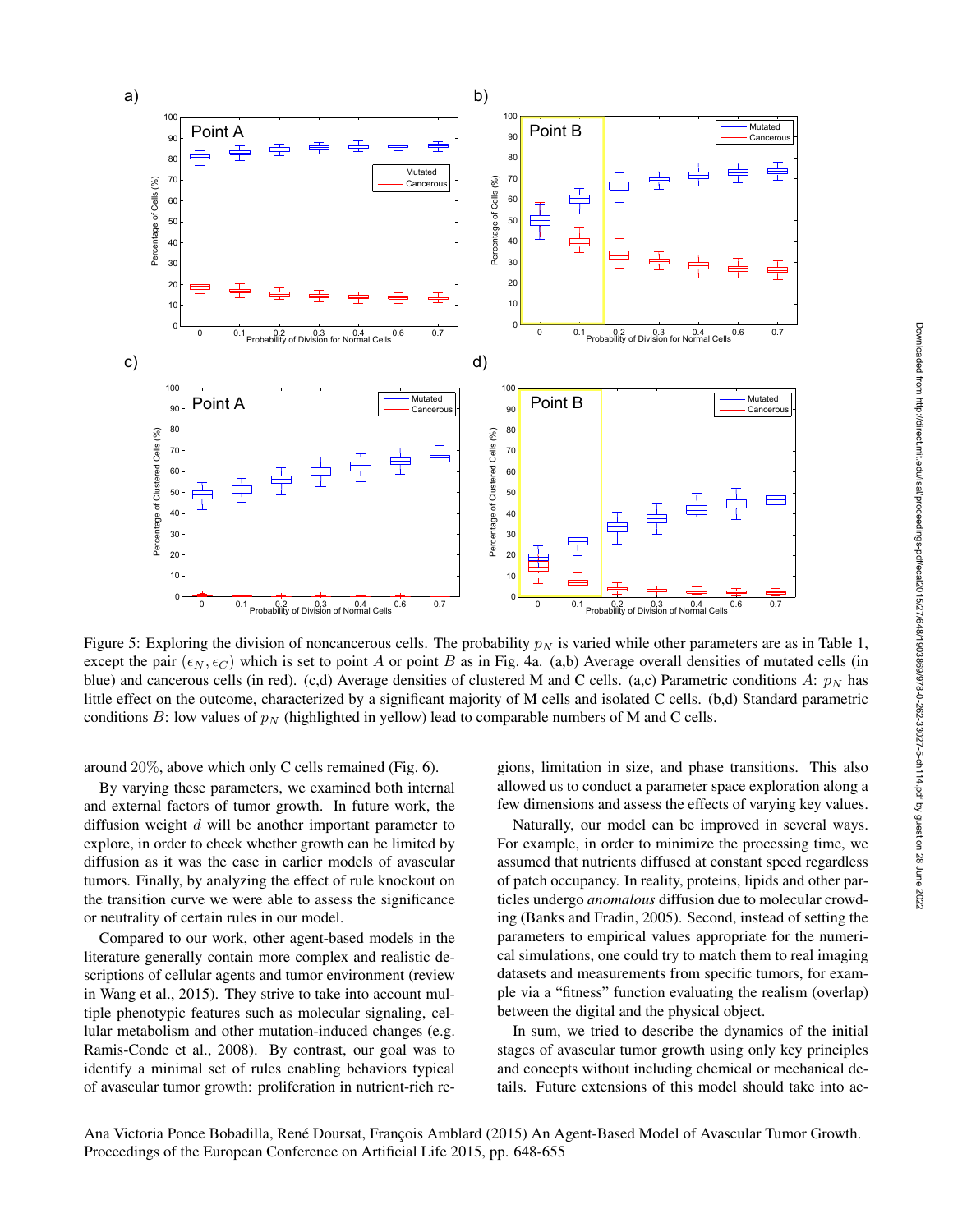Figure 5: Exploring the division of noncancerous cells. The probability $p_N$ is varied while other parameters are as in Table 1, except the pair $(\epsilon_N, \epsilon_C)$ which is set to point $A$ or point $B$ as in Fig. 4a. (a,b) Average overall densities of mutated cells (in blue) and cancerous cells (in red). (c,d) Average densities of clustered M and C cells. (a,c) Parametric conditions $A$: $p_N$ has little effect on the outcome, characterized by a significant majority of M cells and isolated C cells. (b,d) Standard parametric conditions $B$: low values of $p_N$ (highlighted in yellow) lead to comparable numbers of M and C cells.

around 20%, above which only C cells remained (Fig. 6).

By varying these parameters, we examined both internal and external factors of tumor growth. In future work, the diffusion weight $d$ will be another important parameter to explore, in order to check whether growth can be limited by diffusion as it was the case in earlier models of avascular tumors. Finally, by analyzing the effect of rule knockout on the transition curve we were able to assess the significance or neutrality of certain rules in our model.

Compared to our work, other agent-based models in the literature generally contain more complex and realistic descriptions of cellular agents and tumor environment (review in Wang et al., 2015). They strive to take into account multiple phenotypic features such as molecular signaling, cellular metabolism and other mutation-induced changes (e.g. Ramis-Conde et al., 2008). By contrast, our goal was to identify a minimal set of rules enabling behaviors typical of avascular tumor growth: proliferation in nutrient-rich regions, limitation in size, and phase transitions. This also allowed us to conduct a parameter space exploration along a few dimensions and assess the effects of varying key values.

Naturally, our model can be improved in several ways. For example, in order to minimize the processing time, we assumed that nutrients diffused at constant speed regardless of patch occupancy. In reality, proteins, lipids and other particles undergo *anomalous* diffusion due to molecular crowding (Banks and Fradin, 2005). Second, instead of setting the parameters to empirical values appropriate for the numerical simulations, one could try to match them to real imaging datasets and measurements from specific tumors, for example via a "fitness" function evaluating the realism (overlap) between the digital and the physical object.

In sum, we tried to describe the dynamics of the initial stages of avascular tumor growth using only key principles and concepts without including chemical or mechanical details. Future extensions of this model should take into ac-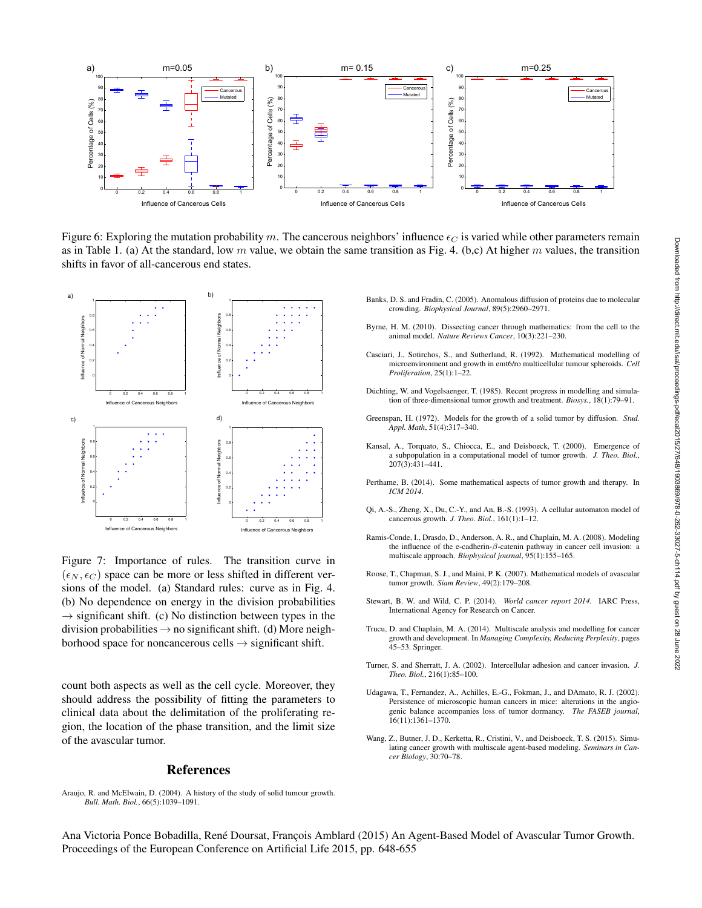a) m=0.05

100
90
80
70
60
50
40
30
20
10
0

Percentage of Cells (%)

Cancerous
Mutated

0 0.2 0.4 0.6 0.8 1

Influence of Cancerous Cells

b) m= 0.15

100
90
80
70
60
50
40
30
20
10
0

Percentage of Cells (%)

Cancerous
Mutated

0 0.2 0.4 0.6 0.8 1

Influence of Cancerous Cells

c) m=0.25

100
90
80
70
60
50
40
30
20
10
0

Percentage of Cells (%)

Cancerous
Mutated

0 0.2 0.4 0.6 0.8 1

Influence of Cancerous Cells

Figure 6: Exploring the mutation probability $m$. The cancerous neighbors' influence $\epsilon_C$ is varied while other parameters remain as in Table 1. (a) At the standard, low $m$ value, we obtain the same transition as Fig. 4. (b,c) At higher $m$ values, the transition shifts in favor of all-cancerous end states.

a)

Influence of Normal Neighbors

Influence of Cancerous Neighbors

b)

Influence of Normal Neighbors

Influence of Cancerous Neighbors

c)

Influence of Normal Neighbors

Influence of Cancerous Neighbors

d)

Influence of Normal Neighbors

Influence of Cancerous Neighbors

Figure 7: Importance of rules. The transition curve in $(\epsilon_N, \epsilon_C)$ space can be more or less shifted in different versions of the model. (a) Standard rules: curve as in Fig. 4. (b) No dependence on energy in the division probabilities $\rightarrow$ significant shift. (c) No distinction between types in the division probabilities $\rightarrow$ no significant shift. (d) More neighborhood space for noncancerous cells $\rightarrow$ significant shift.

count both aspects as well as the cell cycle. Moreover, they should address the possibility of fitting the parameters to clinical data about the delimitation of the proliferating region, the location of the phase transition, and the limit size of the avascular tumor.

## References

Araujo, R. and McElwain, D. (2004). A history of the study of solid tumour growth. *Bull. Math. Biol.*, 66(5):1039–1091.

Banks, D. S. and Fradin, C. (2005). Anomalous diffusion of proteins due to molecular crowding. *Biophysical Journal*, 89(5):2960–2971.

Byrne, H. M. (2010). Dissecting cancer through mathematics: from the cell to the animal model. *Nature Reviews Cancer*, 10(3):221–230.

Casciari, J., Sotirchos, S., and Sutherland, R. (1992). Mathematical modelling of microenvironment and growth in emt6/ro multicellular tumour spheroids. *Cell Proliferation*, 25(1):1–22.

Düchting, W. and Vogelsaenger, T. (1985). Recent progress in modelling and simulation of three-dimensional tumor growth and treatment. *Biosys.*, 18(1):79–91.

Greenspan, H. (1972). Models for the growth of a solid tumor by diffusion. *Stud. Appl. Math*, 51(4):317–340.

Kansal, A., Torquato, S., Chiocca, E., and Deisboeck, T. (2000). Emergence of a subpopulation in a computational model of tumor growth. *J. Theo. Biol.*, 207(3):431–441.

Perthame, B. (2014). Some mathematical aspects of tumor growth and therapy. In *ICM 2014*.

Qi, A.-S., Zheng, X., Du, C.-Y., and An, B.-S. (1993). A cellular automaton model of cancerous growth. *J. Theo. Biol.*, 161(1):1–12.

Ramis-Conde, I., Drasdo, D., Anderson, A. R., and Chaplain, M. A. (2008). Modeling the influence of the e-cadherin-$\beta$-catenin pathway in cancer cell invasion: a multiscale approach. *Biophysical journal*, 95(1):155–165.

Roose, T., Chapman, S. J., and Maini, P. K. (2007). Mathematical models of avascular tumor growth. *Siam Review*, 49(2):179–208.

Stewart, B. W. and Wild, C. P. (2014). *World cancer report 2014*. IARC Press, International Agency for Research on Cancer.

Trucu, D. and Chaplain, M. A. (2014). Multiscale analysis and modelling for cancer growth and development. In *Managing Complexity, Reducing Perplexity*, pages 45–53. Springer.

Turner, S. and Sherratt, J. A. (2002). Intercellular adhesion and cancer invasion. *J. Theo. Biol.*, 216(1):85–100.

Udagawa, T., Fernandez, A., Achilles, E.-G., Fokman, J., and DAmato, R. J. (2002). Persistence of microscopic human cancers in mice: alterations in the angiogenic balance accompanies loss of tumor dormancy. *The FASEB journal*, 16(11):1361–1370.

Wang, Z., Butner, J. D., Kerketta, R., Cristini, V., and Deisboeck, T. S. (2015). Simulating cancer growth with multiscale agent-based modeling. *Seminars in Cancer Biology*, 30:70–78.